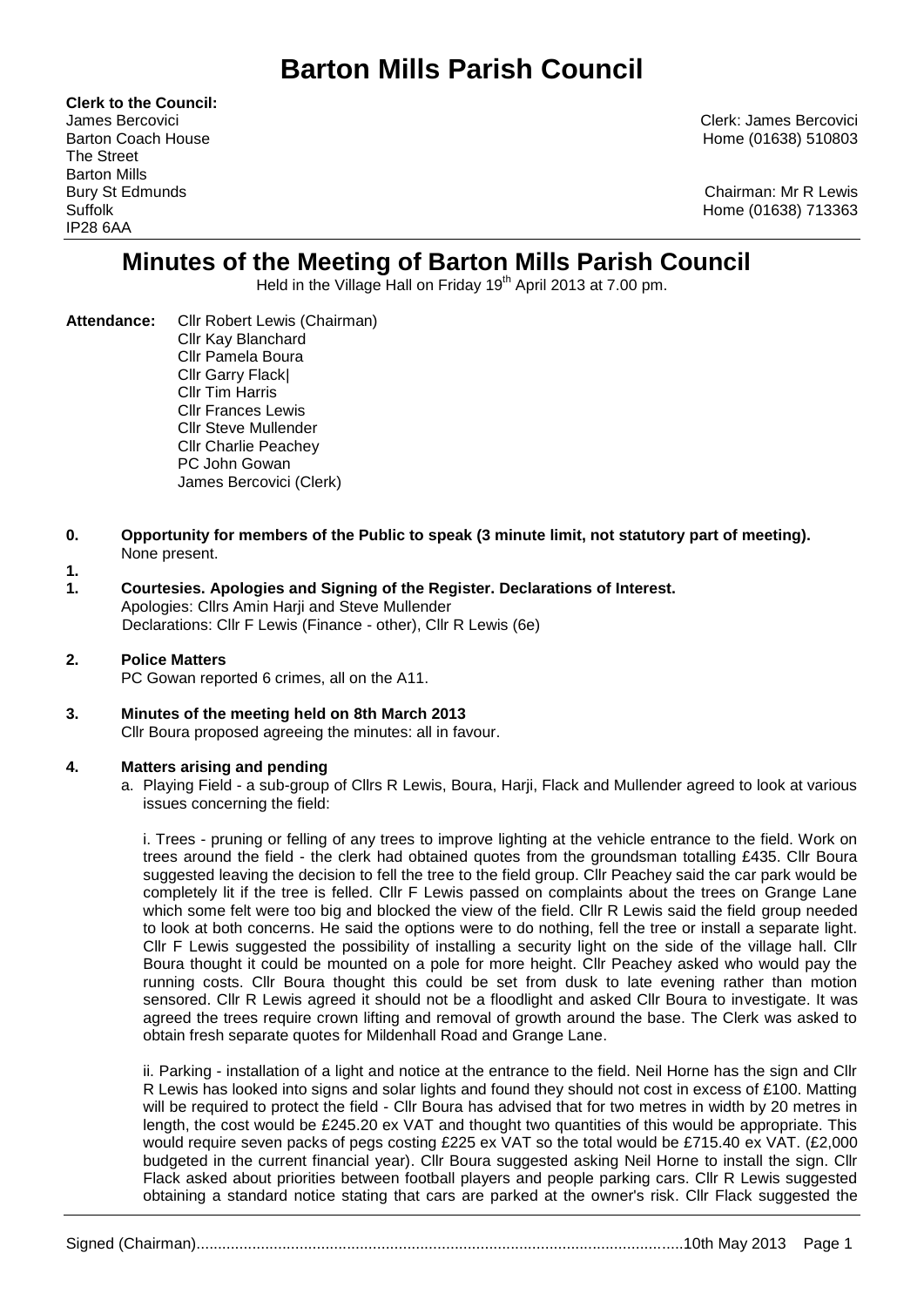# Barton Mills Parish Council

**Clerk to the Council:**
James Bercovici
Barton Coach House
The Street
Barton Mills
Bury St Edmunds
Suffolk
IP28 6AA

Clerk: James Bercovici
Home (01638) 510803

Chairman: Mr R Lewis
Home (01638) 713363

## Minutes of the Meeting of Barton Mills Parish Council

Held in the Village Hall on Friday 19th April 2013 at 7.00 pm.

**Attendance:** Cllr Robert Lewis (Chairman)
Cllr Kay Blanchard
Cllr Pamela Boura
Cllr Garry Flack|
Cllr Tim Harris
Cllr Frances Lewis
Cllr Steve Mullender
Cllr Charlie Peachey
PC John Gowan
James Bercovici (Clerk)

**0. Opportunity for members of the Public to speak (3 minute limit, not statutory part of meeting).**
None present.

**1.**

**1. Courtesies. Apologies and Signing of the Register. Declarations of Interest.**
Apologies: Cllrs Amin Harji and Steve Mullender
Declarations: Cllr F Lewis (Finance - other), Cllr R Lewis (6e)

**2. Police Matters**
PC Gowan reported 6 crimes, all on the A11.

**3. Minutes of the meeting held on 8th March 2013**
Cllr Boura proposed agreeing the minutes: all in favour.

**4. Matters arising and pending**

a. Playing Field - a sub-group of Cllrs R Lewis, Boura, Harji, Flack and Mullender agreed to look at various issues concerning the field:

i. Trees - pruning or felling of any trees to improve lighting at the vehicle entrance to the field. Work on trees around the field - the clerk had obtained quotes from the groundsman totalling £435. Cllr Boura suggested leaving the decision to fell the tree to the field group. Cllr Peachey said the car park would be completely lit if the tree is felled. Cllr F Lewis passed on complaints about the trees on Grange Lane which some felt were too big and blocked the view of the field. Cllr R Lewis said the field group needed to look at both concerns. He said the options were to do nothing, fell the tree or install a separate light. Cllr F Lewis suggested the possibility of installing a security light on the side of the village hall. Cllr Boura thought it could be mounted on a pole for more height. Cllr Peachey asked who would pay the running costs. Cllr Boura thought this could be set from dusk to late evening rather than motion sensored. Cllr R Lewis agreed it should not be a floodlight and asked Cllr Boura to investigate. It was agreed the trees require crown lifting and removal of growth around the base. The Clerk was asked to obtain fresh separate quotes for Mildenhall Road and Grange Lane.

ii. Parking - installation of a light and notice at the entrance to the field. Neil Horne has the sign and Cllr R Lewis has looked into signs and solar lights and found they should not cost in excess of £100. Matting will be required to protect the field - Cllr Boura has advised that for two metres in width by 20 metres in length, the cost would be £245.20 ex VAT and thought two quantities of this would be appropriate. This would require seven packs of pegs costing £225 ex VAT so the total would be £715.40 ex VAT. (£2,000 budgeted in the current financial year). Cllr Boura suggested asking Neil Horne to install the sign. Cllr Flack asked about priorities between football players and people parking cars. Cllr R Lewis suggested obtaining a standard notice stating that cars are parked at the owner's risk. Cllr Flack suggested the

Signed (Chairman)................................................................................................................10th May 2013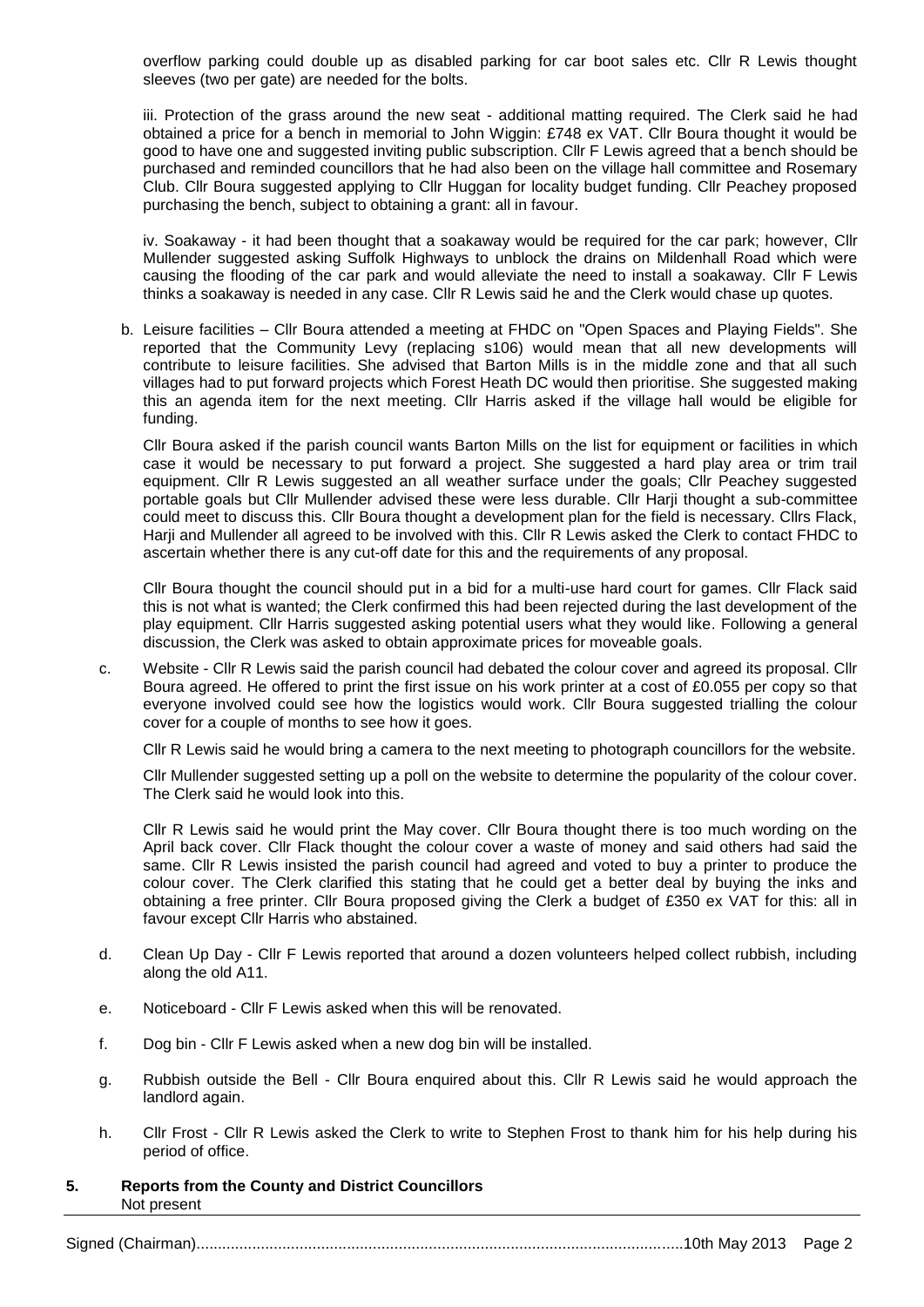overflow parking could double up as disabled parking for car boot sales etc. Cllr R Lewis thought sleeves (two per gate) are needed for the bolts.

iii. Protection of the grass around the new seat - additional matting required. The Clerk said he had obtained a price for a bench in memorial to John Wiggin: £748 ex VAT. Cllr Boura thought it would be good to have one and suggested inviting public subscription. Cllr F Lewis agreed that a bench should be purchased and reminded councillors that he had also been on the village hall committee and Rosemary Club. Cllr Boura suggested applying to Cllr Huggan for locality budget funding. Cllr Peachey proposed purchasing the bench, subject to obtaining a grant: all in favour.

iv. Soakaway - it had been thought that a soakaway would be required for the car park; however, Cllr Mullender suggested asking Suffolk Highways to unblock the drains on Mildenhall Road which were causing the flooding of the car park and would alleviate the need to install a soakaway. Cllr F Lewis thinks a soakaway is needed in any case. Cllr R Lewis said he and the Clerk would chase up quotes.

b. Leisure facilities – Cllr Boura attended a meeting at FHDC on "Open Spaces and Playing Fields". She reported that the Community Levy (replacing s106) would mean that all new developments will contribute to leisure facilities. She advised that Barton Mills is in the middle zone and that all such villages had to put forward projects which Forest Heath DC would then prioritise. She suggested making this an agenda item for the next meeting. Cllr Harris asked if the village hall would be eligible for funding.

   Cllr Boura asked if the parish council wants Barton Mills on the list for equipment or facilities in which case it would be necessary to put forward a project. She suggested a hard play area or trim trail equipment. Cllr R Lewis suggested an all weather surface under the goals; Cllr Peachey suggested portable goals but Cllr Mullender advised these were less durable. Cllr Harji thought a sub-committee could meet to discuss this. Cllr Boura thought a development plan for the field is necessary. Cllrs Flack, Harji and Mullender all agreed to be involved with this. Cllr R Lewis asked the Clerk to contact FHDC to ascertain whether there is any cut-off date for this and the requirements of any proposal.

   Cllr Boura thought the council should put in a bid for a multi-use hard court for games. Cllr Flack said this is not what is wanted; the Clerk confirmed this had been rejected during the last development of the play equipment. Cllr Harris suggested asking potential users what they would like. Following a general discussion, the Clerk was asked to obtain approximate prices for moveable goals.

c. Website - Cllr R Lewis said the parish council had debated the colour cover and agreed its proposal. Cllr Boura agreed. He offered to print the first issue on his work printer at a cost of £0.055 per copy so that everyone involved could see how the logistics would work. Cllr Boura suggested trialling the colour cover for a couple of months to see how it goes.

   Cllr R Lewis said he would bring a camera to the next meeting to photograph councillors for the website.

   Cllr Mullender suggested setting up a poll on the website to determine the popularity of the colour cover. The Clerk said he would look into this.

   Cllr R Lewis said he would print the May cover. Cllr Boura thought there is too much wording on the April back cover. Cllr Flack thought the colour cover a waste of money and said others had said the same. Cllr R Lewis insisted the parish council had agreed and voted to buy a printer to produce the colour cover. The Clerk clarified this stating that he could get a better deal by buying the inks and obtaining a free printer. Cllr Boura proposed giving the Clerk a budget of £350 ex VAT for this: all in favour except Cllr Harris who abstained.

d. Clean Up Day - Cllr F Lewis reported that around a dozen volunteers helped collect rubbish, including along the old A11.

e. Noticeboard - Cllr F Lewis asked when this will be renovated.

f. Dog bin - Cllr F Lewis asked when a new dog bin will be installed.

g. Rubbish outside the Bell - Cllr Boura enquired about this. Cllr R Lewis said he would approach the landlord again.

h. Cllr Frost - Cllr R Lewis asked the Clerk to write to Stephen Frost to thank him for his help during his period of office.

**5. Reports from the County and District Councillors**

Not present

Signed (Chairman)................................................................................................................10th May 2013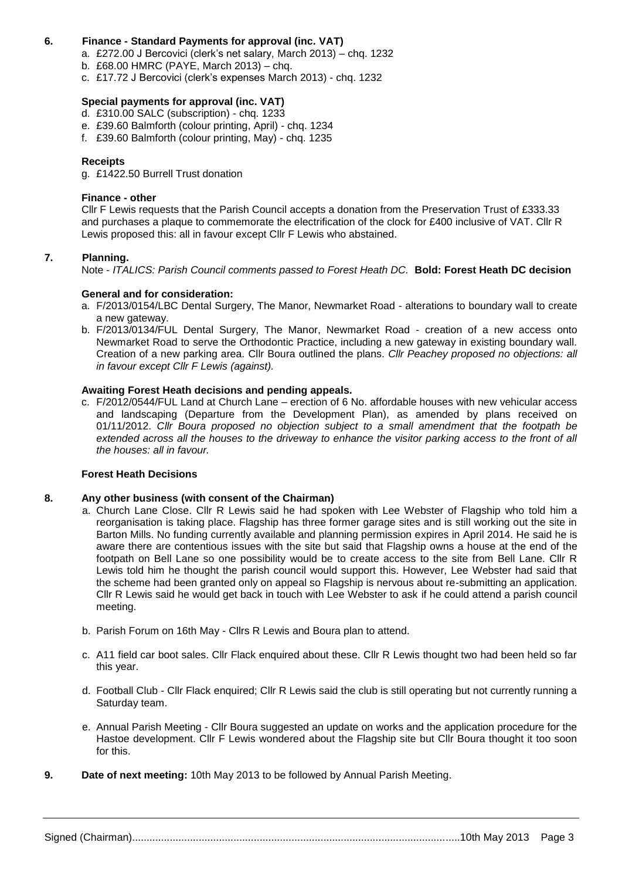**6. Finance - Standard Payments for approval (inc. VAT)**

a. £272.00 J Bercovici (clerk's net salary, March 2013) – chq. 1232
b. £68.00 HMRC (PAYE, March 2013) – chq.
c. £17.72 J Bercovici (clerk's expenses March 2013) - chq. 1232

**Special payments for approval (inc. VAT)**

d. £310.00 SALC (subscription) - chq. 1233
e. £39.60 Balmforth (colour printing, April) - chq. 1234
f. £39.60 Balmforth (colour printing, May) - chq. 1235

**Receipts**

g. £1422.50 Burrell Trust donation

**Finance - other**

Cllr F Lewis requests that the Parish Council accepts a donation from the Preservation Trust of £333.33 and purchases a plaque to commemorate the electrification of the clock for £400 inclusive of VAT. Cllr R Lewis proposed this: all in favour except Cllr F Lewis who abstained.

**7. Planning.**

Note - *ITALICS: Parish Council comments passed to Forest Heath DC.* **Bold: Forest Heath DC decision**

**General and for consideration:**

a. F/2013/0154/LBC Dental Surgery, The Manor, Newmarket Road - alterations to boundary wall to create a new gateway.
b. F/2013/0134/FUL Dental Surgery, The Manor, Newmarket Road - creation of a new access onto Newmarket Road to serve the Orthodontic Practice, including a new gateway in existing boundary wall. Creation of a new parking area. Cllr Boura outlined the plans. *Cllr Peachey proposed no objections: all in favour except Cllr F Lewis (against).*

**Awaiting Forest Heath decisions and pending appeals.**

c. F/2012/0544/FUL Land at Church Lane – erection of 6 No. affordable houses with new vehicular access and landscaping (Departure from the Development Plan), as amended by plans received on 01/11/2012. *Cllr Boura proposed no objection subject to a small amendment that the footpath be extended across all the houses to the driveway to enhance the visitor parking access to the front of all the houses: all in favour.*

**Forest Heath Decisions**

**8. Any other business (with consent of the Chairman)**

a. Church Lane Close. Cllr R Lewis said he had spoken with Lee Webster of Flagship who told him a reorganisation is taking place. Flagship has three former garage sites and is still working out the site in Barton Mills. No funding currently available and planning permission expires in April 2014. He said he is aware there are contentious issues with the site but said that Flagship owns a house at the end of the footpath on Bell Lane so one possibility would be to create access to the site from Bell Lane. Cllr R Lewis told him he thought the parish council would support this. However, Lee Webster had said that the scheme had been granted only on appeal so Flagship is nervous about re-submitting an application. Cllr R Lewis said he would get back in touch with Lee Webster to ask if he could attend a parish council meeting.

b. Parish Forum on 16th May - Cllrs R Lewis and Boura plan to attend.

c. A11 field car boot sales. Cllr Flack enquired about these. Cllr R Lewis thought two had been held so far this year.

d. Football Club - Cllr Flack enquired; Cllr R Lewis said the club is still operating but not currently running a Saturday team.

e. Annual Parish Meeting - Cllr Boura suggested an update on works and the application procedure for the Hastoe development. Cllr F Lewis wondered about the Flagship site but Cllr Boura thought it too soon for this.

**9. Date of next meeting:** 10th May 2013 to be followed by Annual Parish Meeting.

Signed (Chairman)................................................................................................................10th May 2013